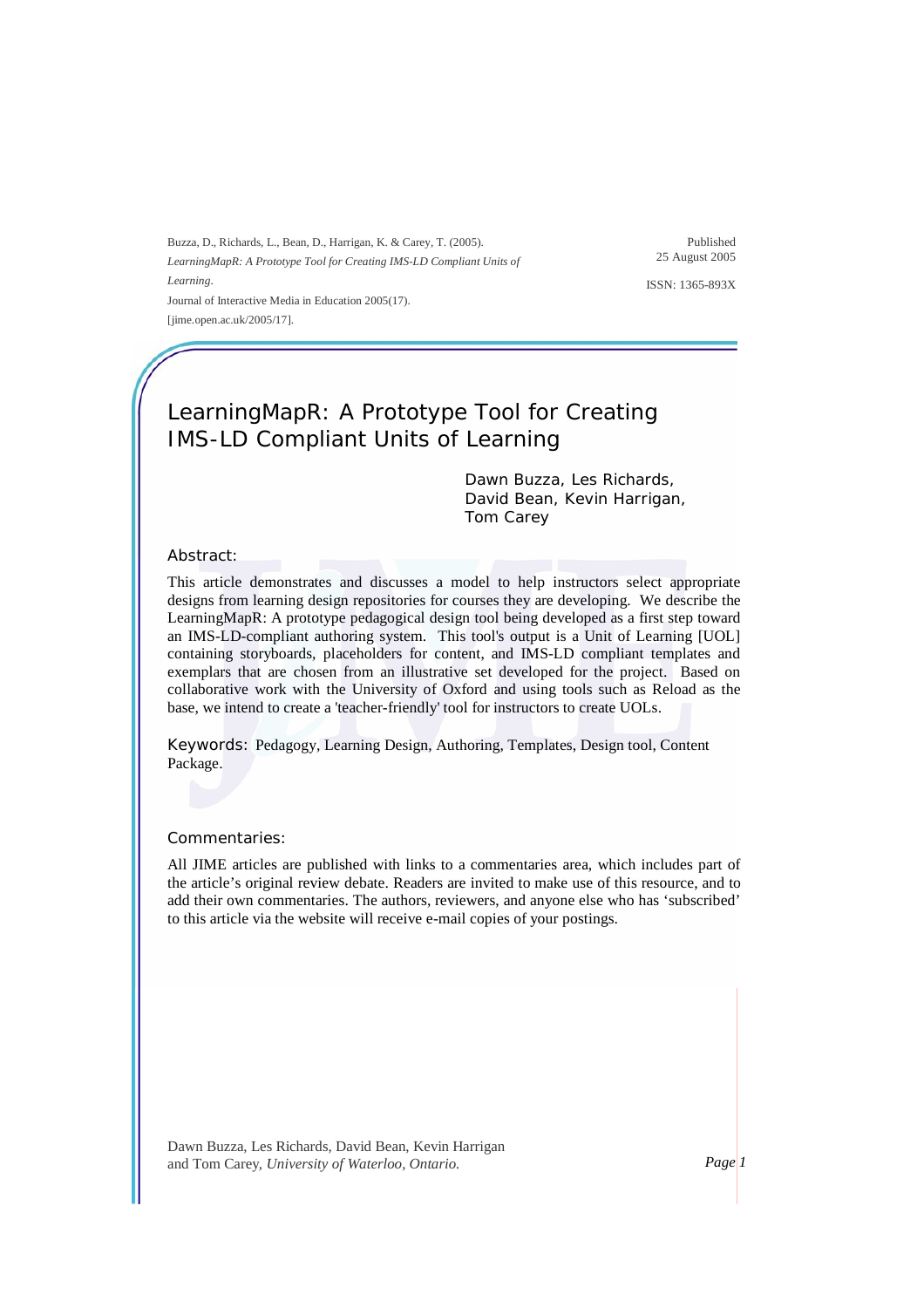Buzza, D., Richards, L., Bean, D., Harrigan, K. & Carey, T. (2005). *LearningMapR: A Prototype Tool for Creating IMS-LD Compliant Units of Learning*. Journal of Interactive Media in Education 2005(17). [jime.open.ac.uk/2005/17].

Published 25 August 2005

ISSN: 1365-893X

# LearningMapR: A Prototype Tool for Creating IMS-LD Compliant Units of Learning

Dawn Buzza, Les Richards, David Bean, Kevin Harrigan, Tom Carey

## Abstract:

This article demonstrates and discusses a model to help instructors select appropriate designs from learning design repositories for courses they are developing. We describe the LearningMapR: A prototype pedagogical design tool being developed as a first step toward an IMS-LD-compliant authoring system. This tool's output is a Unit of Learning [UOL] containing storyboards, placeholders for content, and IMS-LD compliant templates and exemplars that are chosen from an illustrative set developed for the project. Based on collaborative work with the University of Oxford and using tools such as Reload as the base, we intend to create a 'teacher-friendly' tool for instructors to create UOLs.

**Keywords:** Pedagogy, Learning Design, Authoring, Templates, Design tool, Content Package.

## Commentaries:

All JIME articles are published with links to a commentaries area, which includes part of the article's original review debate. Readers are invited to make use of this resource, and to add their own commentaries. The authors, reviewers, and anyone else who has 'subscribed' to this article via the website will receive e-mail copies of your postings.

Dawn Buzza, Les Richards, David Bean, Kevin Harrigan and Tom Carey, *University of Waterloo, Ontario.*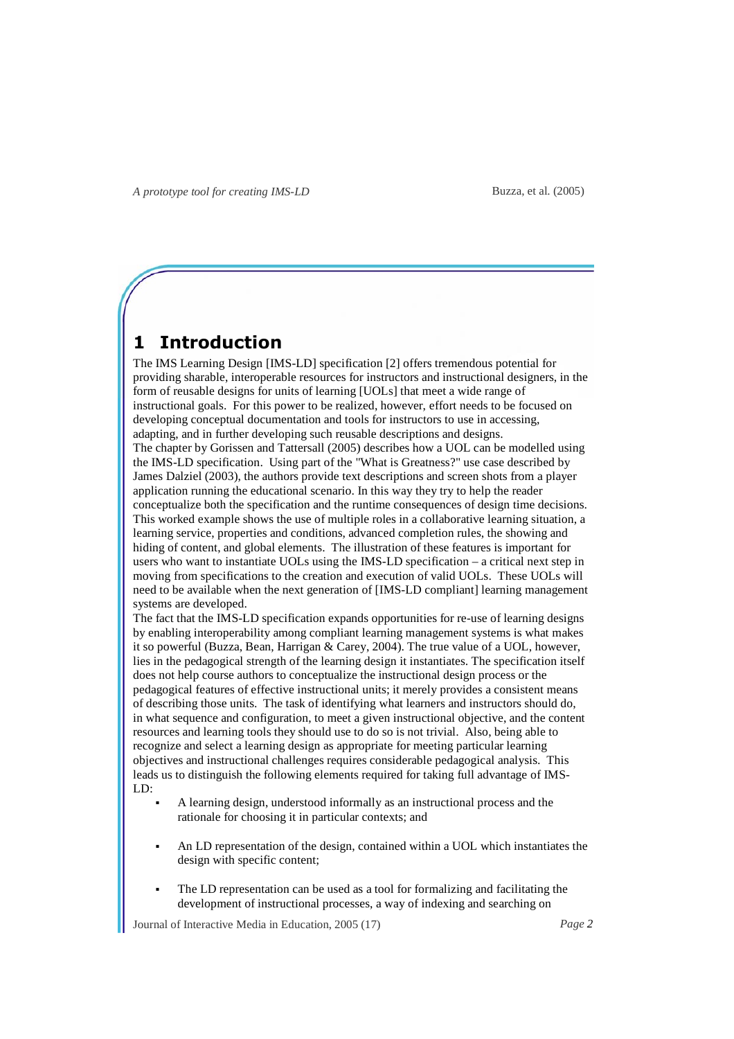# 1 Introduction

The IMS Learning Design [IMS-LD] specification [2] offers tremendous potential for providing sharable, interoperable resources for instructors and instructional designers, in the form of reusable designs for units of learning [UOLs] that meet a wide range of instructional goals. For this power to be realized, however, effort needs to be focused on developing conceptual documentation and tools for instructors to use in accessing, adapting, and in further developing such reusable descriptions and designs.

The chapter by Gorissen and Tattersall (2005) describes how a UOL can be modelled using the IMS-LD specification. Using part of the "What is Greatness?" use case described by James Dalziel (2003), the authors provide text descriptions and screen shots from a player application running the educational scenario. In this way they try to help the reader conceptualize both the specification and the runtime consequences of design time decisions. This worked example shows the use of multiple roles in a collaborative learning situation, a learning service, properties and conditions, advanced completion rules, the showing and hiding of content, and global elements. The illustration of these features is important for users who want to instantiate UOLs using the IMS-LD specification – a critical next step in moving from specifications to the creation and execution of valid UOLs. These UOLs will need to be available when the next generation of [IMS-LD compliant] learning management systems are developed.

The fact that the IMS-LD specification expands opportunities for re-use of learning designs by enabling interoperability among compliant learning management systems is what makes it so powerful (Buzza, Bean, Harrigan & Carey, 2004). The true value of a UOL, however, lies in the pedagogical strength of the learning design it instantiates. The specification itself does not help course authors to conceptualize the instructional design process or the pedagogical features of effective instructional units; it merely provides a consistent means of describing those units. The task of identifying what learners and instructors should do, in what sequence and configuration, to meet a given instructional objective, and the content resources and learning tools they should use to do so is not trivial. Also, being able to recognize and select a learning design as appropriate for meeting particular learning objectives and instructional challenges requires considerable pedagogical analysis. This leads us to distinguish the following elements required for taking full advantage of IMS-LD:

- A learning design, understood informally as an instructional process and the rationale for choosing it in particular contexts; and
- An LD representation of the design, contained within a UOL which instantiates the design with specific content;
- The LD representation can be used as a tool for formalizing and facilitating the development of instructional processes, a way of indexing and searching on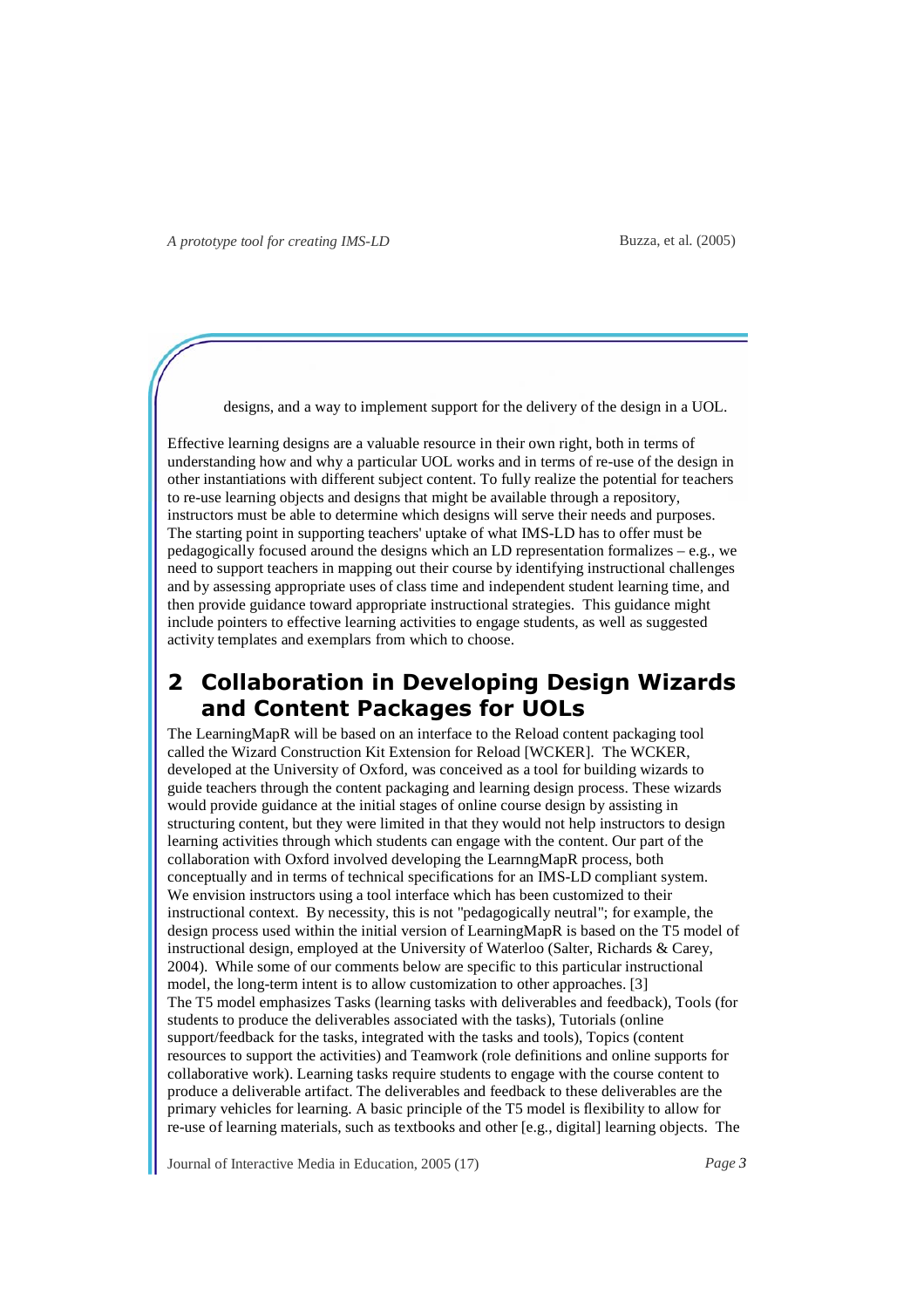designs, and a way to implement support for the delivery of the design in a UOL.

Effective learning designs are a valuable resource in their own right, both in terms of understanding how and why a particular UOL works and in terms of re-use of the design in other instantiations with different subject content. To fully realize the potential for teachers to re-use learning objects and designs that might be available through a repository, instructors must be able to determine which designs will serve their needs and purposes. The starting point in supporting teachers' uptake of what IMS-LD has to offer must be pedagogically focused around the designs which an LD representation formalizes – e.g., we need to support teachers in mapping out their course by identifying instructional challenges and by assessing appropriate uses of class time and independent student learning time, and then provide guidance toward appropriate instructional strategies. This guidance might include pointers to effective learning activities to engage students, as well as suggested activity templates and exemplars from which to choose.

## 2 Collaboration in Developing Design Wizards and Content Packages for UOLs

The LearningMapR will be based on an interface to the Reload content packaging tool called the Wizard Construction Kit Extension for Reload [WCKER]. The WCKER, developed at the University of Oxford, was conceived as a tool for building wizards to guide teachers through the content packaging and learning design process. These wizards would provide guidance at the initial stages of online course design by assisting in structuring content, but they were limited in that they would not help instructors to design learning activities through which students can engage with the content. Our part of the collaboration with Oxford involved developing the LearnngMapR process, both conceptually and in terms of technical specifications for an IMS-LD compliant system. We envision instructors using a tool interface which has been customized to their instructional context. By necessity, this is not "pedagogically neutral"; for example, the design process used within the initial version of LearningMapR is based on the T5 model of instructional design, employed at the University of Waterloo (Salter, Richards & Carey, 2004). While some of our comments below are specific to this particular instructional model, the long-term intent is to allow customization to other approaches. [3]
The T5 model emphasizes Tasks (learning tasks with deliverables and feedback), Tools (for students to produce the deliverables associated with the tasks), Tutorials (online support/feedback for the tasks, integrated with the tasks and tools), Topics (content resources to support the activities) and Teamwork (role definitions and online supports for collaborative work). Learning tasks require students to engage with the course content to produce a deliverable artifact. The deliverables and feedback to these deliverables are the primary vehicles for learning. A basic principle of the T5 model is flexibility to allow for re-use of learning materials, such as textbooks and other [e.g., digital] learning objects. The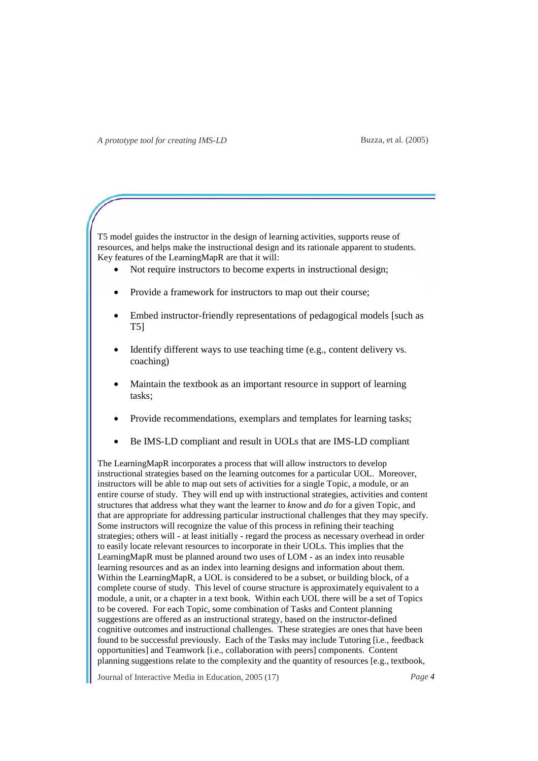T5 model guides the instructor in the design of learning activities, supports reuse of resources, and helps make the instructional design and its rationale apparent to students. Key features of the LearningMapR are that it will:

- Not require instructors to become experts in instructional design;
- Provide a framework for instructors to map out their course;
- Embed instructor-friendly representations of pedagogical models [such as T5]
- Identify different ways to use teaching time (e.g., content delivery vs. coaching)
- Maintain the textbook as an important resource in support of learning tasks;
- Provide recommendations, exemplars and templates for learning tasks;
- Be IMS-LD compliant and result in UOLs that are IMS-LD compliant

The LearningMapR incorporates a process that will allow instructors to develop instructional strategies based on the learning outcomes for a particular UOL. Moreover, instructors will be able to map out sets of activities for a single Topic, a module, or an entire course of study. They will end up with instructional strategies, activities and content structures that address what they want the learner to *know* and *do* for a given Topic, and that are appropriate for addressing particular instructional challenges that they may specify. Some instructors will recognize the value of this process in refining their teaching strategies; others will - at least initially - regard the process as necessary overhead in order to easily locate relevant resources to incorporate in their UOLs. This implies that the LearningMapR must be planned around two uses of LOM - as an index into reusable learning resources and as an index into learning designs and information about them. Within the LearningMapR, a UOL is considered to be a subset, or building block, of a complete course of study. This level of course structure is approximately equivalent to a module, a unit, or a chapter in a text book. Within each UOL there will be a set of Topics to be covered. For each Topic, some combination of Tasks and Content planning suggestions are offered as an instructional strategy, based on the instructor-defined cognitive outcomes and instructional challenges. These strategies are ones that have been found to be successful previously. Each of the Tasks may include Tutoring [i.e., feedback opportunities] and Teamwork [i.e., collaboration with peers] components. Content planning suggestions relate to the complexity and the quantity of resources [e.g., textbook,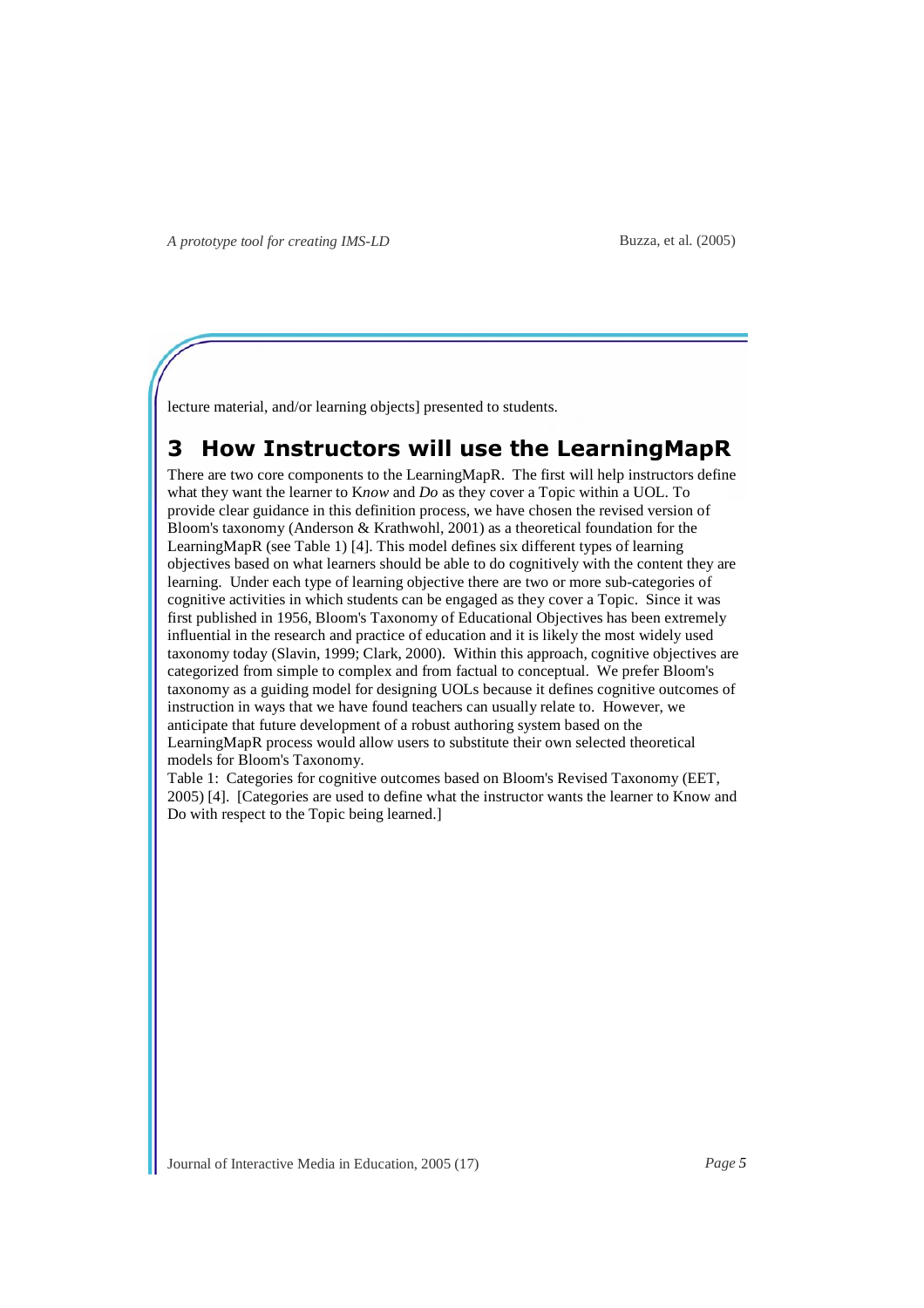lecture material, and/or learning objects] presented to students.

# 3 How Instructors will use the LearningMapR

There are two core components to the LearningMapR. The first will help instructors define what they want the learner to K*now* and *Do* as they cover a Topic within a UOL. To provide clear guidance in this definition process, we have chosen the revised version of Bloom's taxonomy (Anderson & Krathwohl, 2001) as a theoretical foundation for the LearningMapR (see Table 1) [4]. This model defines six different types of learning objectives based on what learners should be able to do cognitively with the content they are learning. Under each type of learning objective there are two or more sub-categories of cognitive activities in which students can be engaged as they cover a Topic. Since it was first published in 1956, Bloom's Taxonomy of Educational Objectives has been extremely influential in the research and practice of education and it is likely the most widely used taxonomy today (Slavin, 1999; Clark, 2000). Within this approach, cognitive objectives are categorized from simple to complex and from factual to conceptual. We prefer Bloom's taxonomy as a guiding model for designing UOLs because it defines cognitive outcomes of instruction in ways that we have found teachers can usually relate to. However, we anticipate that future development of a robust authoring system based on the LearningMapR process would allow users to substitute their own selected theoretical models for Bloom's Taxonomy.

Table 1: Categories for cognitive outcomes based on Bloom's Revised Taxonomy (EET, 2005) [4]. [Categories are used to define what the instructor wants the learner to Know and Do with respect to the Topic being learned.]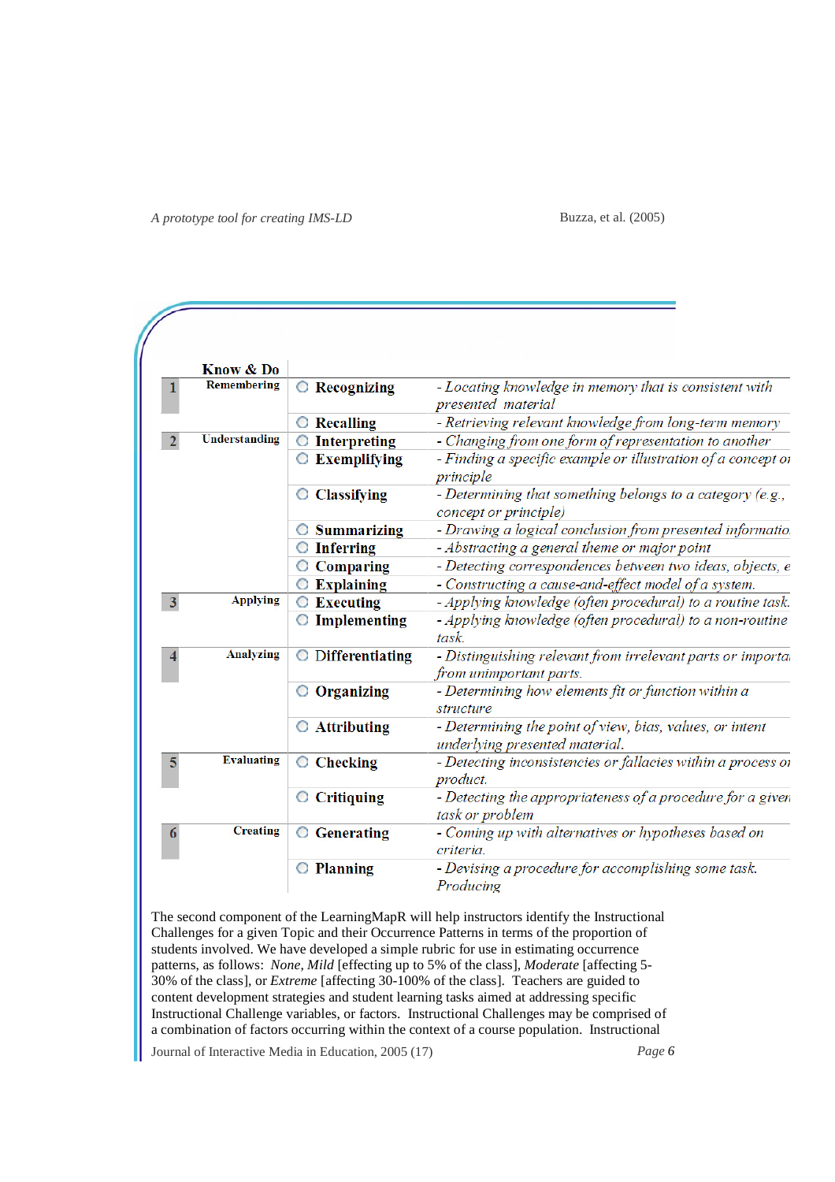| | Know & Do | | |
|---|---|---|---|
| 1 | Remembering | ○ Recognizing | - Locating knowledge in memory that is consistent with presented material |
| | | ○ Recalling | - Retrieving relevant knowledge from long-term memory |
| 2 | Understanding | ○ Interpreting | - Changing from one form of representation to another |
| | | ○ Exemplifying | - Finding a specific example or illustration of a concept or principle |
| | | ○ Classifying | - Determining that something belongs to a category (e.g., concept or principle) |
| | | ○ Summarizing | - Drawing a logical conclusion from presented informatio |
| | | ○ Inferring | - Abstracting a general theme or major point |
| | | ○ Comparing | - Detecting correspondences between two ideas, objects, e |
| | | ○ Explaining | - Constructing a cause-and-effect model of a system. |
| 3 | Applying | ○ Executing | - Applying knowledge (often procedural) to a routine task. |
| | | ○ Implementing | - Applying knowledge (often procedural) to a non-routine task. |
| 4 | Analyzing | ○ Differentiating | - Distinguishing relevant from irrelevant parts or importa from unimportant parts. |
| | | ○ Organizing | - Determining how elements fit or function within a structure |
| | | ○ Attributing | - Determining the point of view, bias, values, or intent underlying presented material. |
| 5 | Evaluating | ○ Checking | - Detecting inconsistencies or fallacies within a process or product. |
| | | ○ Critiquing | - Detecting the appropriateness of a procedure for a given task or problem |
| 6 | Creating | ○ Generating | - Coming up with alternatives or hypotheses based on criteria. |
| | | ○ Planning | - Devising a procedure for accomplishing some task. Producing |

The second component of the LearningMapR will help instructors identify the Instructional Challenges for a given Topic and their Occurrence Patterns in terms of the proportion of students involved. We have developed a simple rubric for use in estimating occurrence patterns, as follows: *None*, *Mild* [effecting up to 5% of the class], *Moderate* [affecting 5-30% of the class], or *Extreme* [affecting 30-100% of the class]. Teachers are guided to content development strategies and student learning tasks aimed at addressing specific Instructional Challenge variables, or factors. Instructional Challenges may be comprised of a combination of factors occurring within the context of a course population. Instructional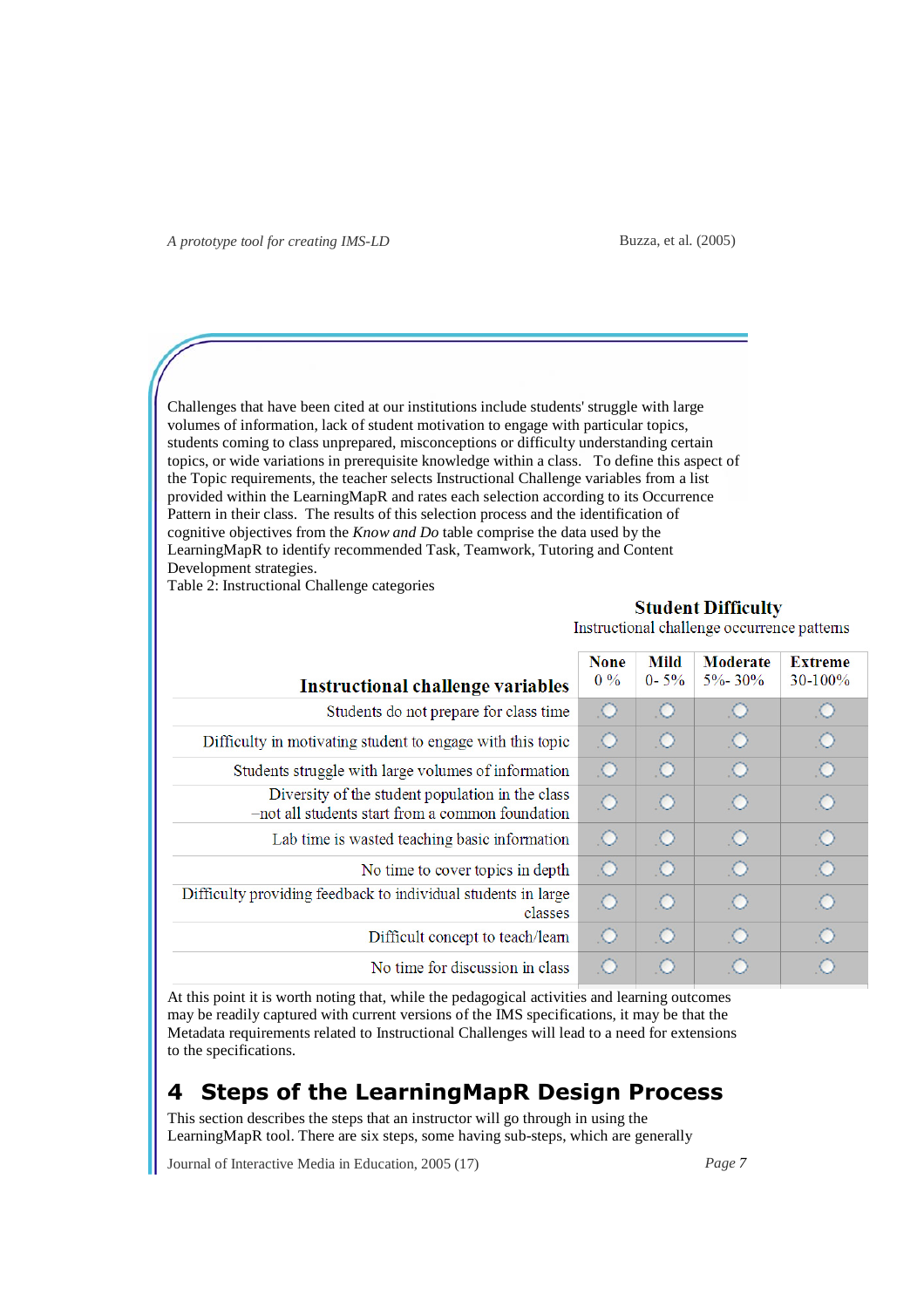Challenges that have been cited at our institutions include students' struggle with large volumes of information, lack of student motivation to engage with particular topics, students coming to class unprepared, misconceptions or difficulty understanding certain topics, or wide variations in prerequisite knowledge within a class. To define this aspect of the Topic requirements, the teacher selects Instructional Challenge variables from a list provided within the LearningMapR and rates each selection according to its Occurrence Pattern in their class. The results of this selection process and the identification of cognitive objectives from the *Know and Do* table comprise the data used by the LearningMapR to identify recommended Task, Teamwork, Tutoring and Content Development strategies.

Table 2: Instructional Challenge categories

| | **Student Difficulty** Instructional challenge occurrence patterns | | | |
|---|---|---|---|---|
| **Instructional challenge variables** | **None** 0 % | **Mild** 0- 5% | **Moderate** 5%- 30% | **Extreme** 30-100% |
| Students do not prepare for class time | ○ | ○ | ○ | ○ |
| Difficulty in motivating student to engage with this topic | ○ | ○ | ○ | ○ |
| Students struggle with large volumes of information | ○ | ○ | ○ | ○ |
| Diversity of the student population in the class –not all students start from a common foundation | ○ | ○ | ○ | ○ |
| Lab time is wasted teaching basic information | ○ | ○ | ○ | ○ |
| No time to cover topics in depth | ○ | ○ | ○ | ○ |
| Difficulty providing feedback to individual students in large classes | ○ | ○ | ○ | ○ |
| Difficult concept to teach/learn | ○ | ○ | ○ | ○ |
| No time for discussion in class | ○ | ○ | ○ | ○ |

At this point it is worth noting that, while the pedagogical activities and learning outcomes may be readily captured with current versions of the IMS specifications, it may be that the Metadata requirements related to Instructional Challenges will lead to a need for extensions to the specifications.

# 4 Steps of the LearningMapR Design Process

This section describes the steps that an instructor will go through in using the LearningMapR tool. There are six steps, some having sub-steps, which are generally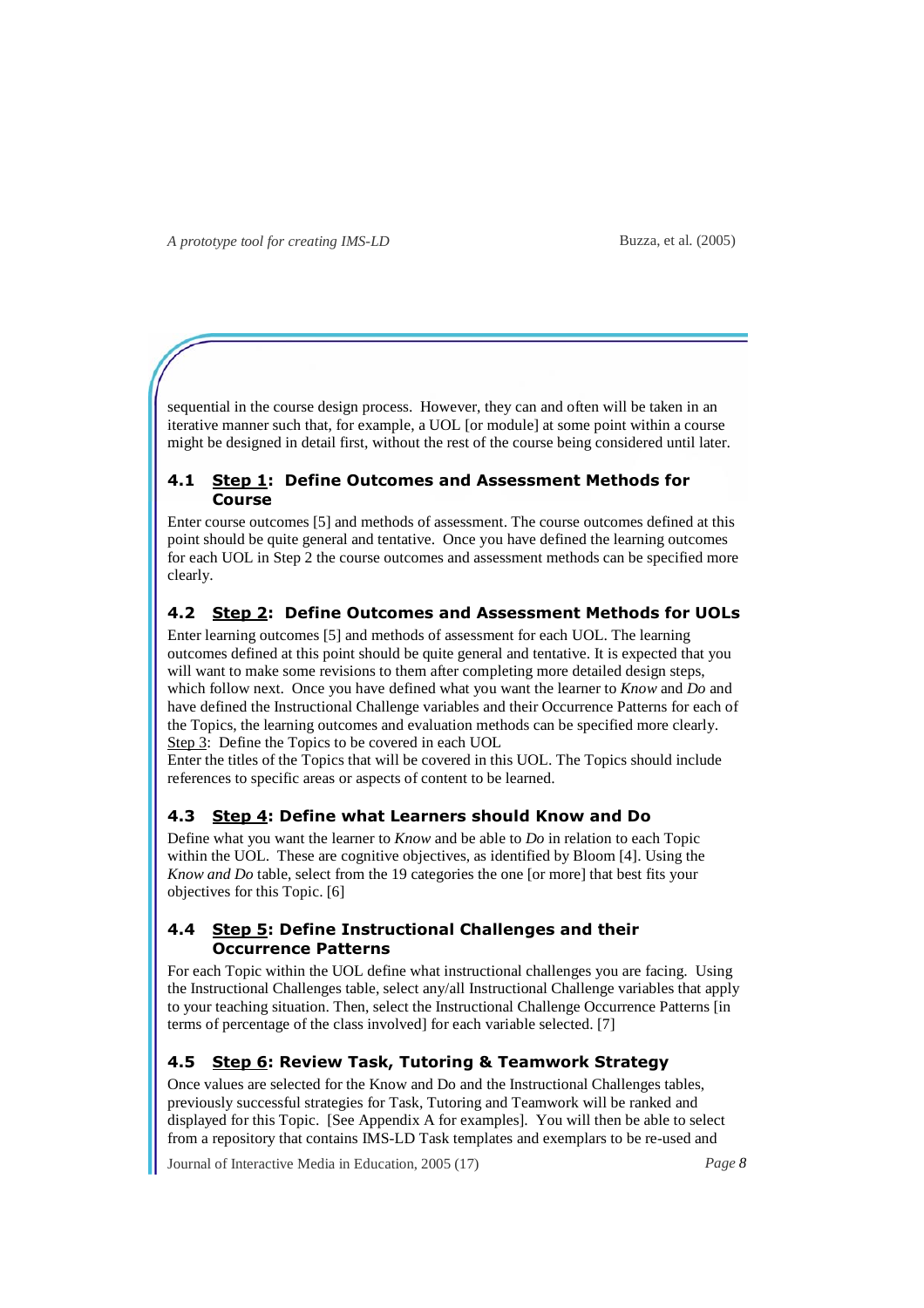sequential in the course design process. However, they can and often will be taken in an iterative manner such that, for example, a UOL [or module] at some point within a course might be designed in detail first, without the rest of the course being considered until later.

### 4.1 Step 1: Define Outcomes and Assessment Methods for Course

Enter course outcomes [5] and methods of assessment. The course outcomes defined at this point should be quite general and tentative. Once you have defined the learning outcomes for each UOL in Step 2 the course outcomes and assessment methods can be specified more clearly.

### 4.2 Step 2: Define Outcomes and Assessment Methods for UOLs

Enter learning outcomes [5] and methods of assessment for each UOL. The learning outcomes defined at this point should be quite general and tentative. It is expected that you will want to make some revisions to them after completing more detailed design steps, which follow next. Once you have defined what you want the learner to *Know* and *Do* and have defined the Instructional Challenge variables and their Occurrence Patterns for each of the Topics, the learning outcomes and evaluation methods can be specified more clearly.

Step 3: Define the Topics to be covered in each UOL

Enter the titles of the Topics that will be covered in this UOL. The Topics should include references to specific areas or aspects of content to be learned.

### 4.3 Step 4: Define what Learners should Know and Do

Define what you want the learner to *Know* and be able to *Do* in relation to each Topic within the UOL. These are cognitive objectives, as identified by Bloom [4]. Using the *Know and Do* table, select from the 19 categories the one [or more] that best fits your objectives for this Topic. [6]

### 4.4 Step 5: Define Instructional Challenges and their Occurrence Patterns

For each Topic within the UOL define what instructional challenges you are facing. Using the Instructional Challenges table, select any/all Instructional Challenge variables that apply to your teaching situation. Then, select the Instructional Challenge Occurrence Patterns [in terms of percentage of the class involved] for each variable selected. [7]

### 4.5 Step 6: Review Task, Tutoring & Teamwork Strategy

Once values are selected for the Know and Do and the Instructional Challenges tables, previously successful strategies for Task, Tutoring and Teamwork will be ranked and displayed for this Topic. [See Appendix A for examples]. You will then be able to select from a repository that contains IMS-LD Task templates and exemplars to be re-used and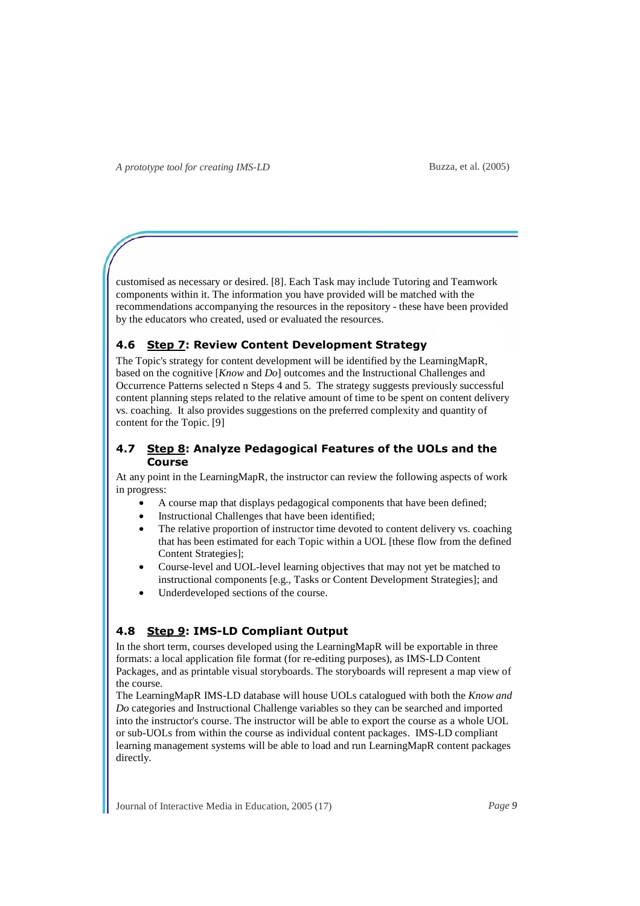customised as necessary or desired. [8]. Each Task may include Tutoring and Teamwork components within it. The information you have provided will be matched with the recommendations accompanying the resources in the repository - these have been provided by the educators who created, used or evaluated the resources.

### 4.6 Step 7: Review Content Development Strategy

The Topic's strategy for content development will be identified by the LearningMapR, based on the cognitive [*Know* and *Do*] outcomes and the Instructional Challenges and Occurrence Patterns selected n Steps 4 and 5. The strategy suggests previously successful content planning steps related to the relative amount of time to be spent on content delivery vs. coaching. It also provides suggestions on the preferred complexity and quantity of content for the Topic. [9]

### 4.7 Step 8: Analyze Pedagogical Features of the UOLs and the Course

At any point in the LearningMapR, the instructor can review the following aspects of work in progress:

- A course map that displays pedagogical components that have been defined;
- Instructional Challenges that have been identified;
- The relative proportion of instructor time devoted to content delivery vs. coaching that has been estimated for each Topic within a UOL [these flow from the defined Content Strategies];
- Course-level and UOL-level learning objectives that may not yet be matched to instructional components [e.g., Tasks or Content Development Strategies]; and
- Underdeveloped sections of the course.

### 4.8 Step 9: IMS-LD Compliant Output

In the short term, courses developed using the LearningMapR will be exportable in three formats: a local application file format (for re-editing purposes), as IMS-LD Content Packages, and as printable visual storyboards. The storyboards will represent a map view of the course.

The LearningMapR IMS-LD database will house UOLs catalogued with both the *Know and Do* categories and Instructional Challenge variables so they can be searched and imported into the instructor's course. The instructor will be able to export the course as a whole UOL or sub-UOLs from within the course as individual content packages. IMS-LD compliant learning management systems will be able to load and run LearningMapR content packages directly.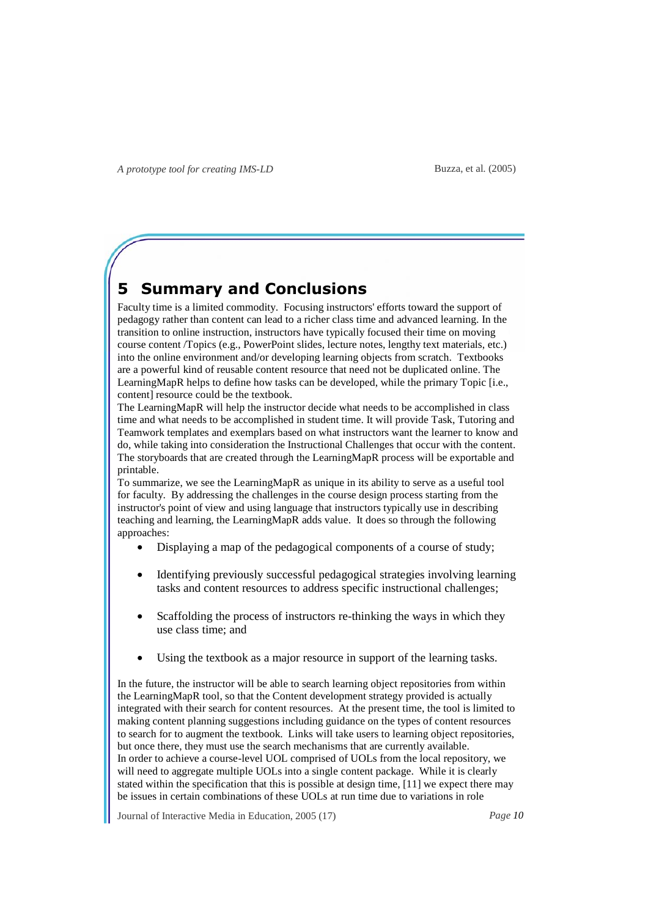## 5 Summary and Conclusions

Faculty time is a limited commodity. Focusing instructors' efforts toward the support of pedagogy rather than content can lead to a richer class time and advanced learning. In the transition to online instruction, instructors have typically focused their time on moving course content /Topics (e.g., PowerPoint slides, lecture notes, lengthy text materials, etc.) into the online environment and/or developing learning objects from scratch. Textbooks are a powerful kind of reusable content resource that need not be duplicated online. The LearningMapR helps to define how tasks can be developed, while the primary Topic [i.e., content] resource could be the textbook.

The LearningMapR will help the instructor decide what needs to be accomplished in class time and what needs to be accomplished in student time. It will provide Task, Tutoring and Teamwork templates and exemplars based on what instructors want the learner to know and do, while taking into consideration the Instructional Challenges that occur with the content. The storyboards that are created through the LearningMapR process will be exportable and printable.

To summarize, we see the LearningMapR as unique in its ability to serve as a useful tool for faculty. By addressing the challenges in the course design process starting from the instructor's point of view and using language that instructors typically use in describing teaching and learning, the LearningMapR adds value. It does so through the following approaches:

- Displaying a map of the pedagogical components of a course of study;
- Identifying previously successful pedagogical strategies involving learning tasks and content resources to address specific instructional challenges;
- Scaffolding the process of instructors re-thinking the ways in which they use class time; and
- Using the textbook as a major resource in support of the learning tasks.

In the future, the instructor will be able to search learning object repositories from within the LearningMapR tool, so that the Content development strategy provided is actually integrated with their search for content resources. At the present time, the tool is limited to making content planning suggestions including guidance on the types of content resources to search for to augment the textbook. Links will take users to learning object repositories, but once there, they must use the search mechanisms that are currently available.

In order to achieve a course-level UOL comprised of UOLs from the local repository, we will need to aggregate multiple UOLs into a single content package. While it is clearly stated within the specification that this is possible at design time, [11] we expect there may be issues in certain combinations of these UOLs at run time due to variations in role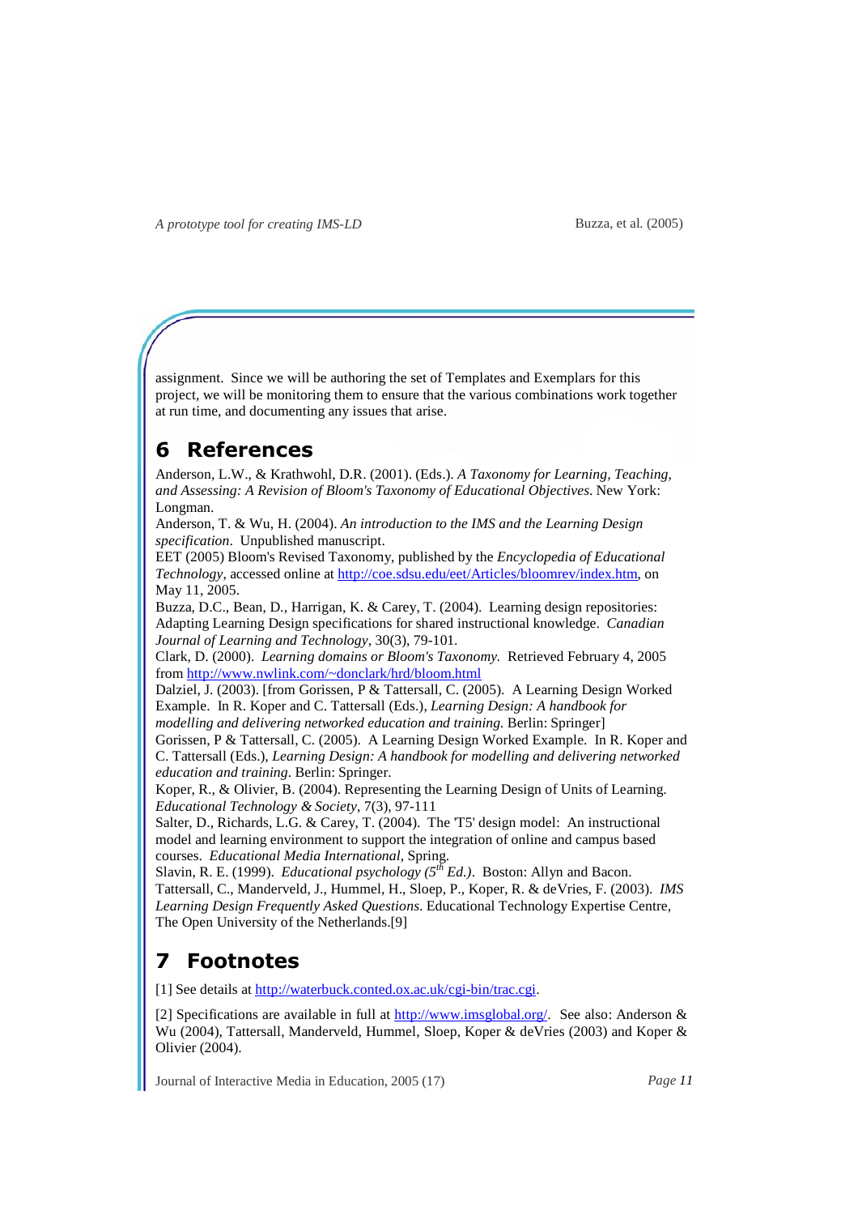assignment. Since we will be authoring the set of Templates and Exemplars for this project, we will be monitoring them to ensure that the various combinations work together at run time, and documenting any issues that arise.

# 6 References

Anderson, L.W., & Krathwohl, D.R. (2001). (Eds.). *A Taxonomy for Learning, Teaching, and Assessing: A Revision of Bloom's Taxonomy of Educational Objectives*. New York: Longman.

Anderson, T. & Wu, H. (2004). *An introduction to the IMS and the Learning Design specification*. Unpublished manuscript.

EET (2005) Bloom's Revised Taxonomy, published by the *Encyclopedia of Educational Technology*, accessed online at http://coe.sdsu.edu/eet/Articles/bloomrev/index.htm, on May 11, 2005.

Buzza, D.C., Bean, D., Harrigan, K. & Carey, T. (2004). Learning design repositories: Adapting Learning Design specifications for shared instructional knowledge. *Canadian Journal of Learning and Technology*, 30(3), 79-101.

Clark, D. (2000). *Learning domains or Bloom's Taxonomy.* Retrieved February 4, 2005 from http://www.nwlink.com/~donclark/hrd/bloom.html

Dalziel, J. (2003). [from Gorissen, P & Tattersall, C. (2005). A Learning Design Worked Example. In R. Koper and C. Tattersall (Eds.), *Learning Design: A handbook for modelling and delivering networked education and training.* Berlin: Springer]

Gorissen, P & Tattersall, C. (2005). A Learning Design Worked Example. In R. Koper and C. Tattersall (Eds.), *Learning Design: A handbook for modelling and delivering networked education and training*. Berlin: Springer.

Koper, R., & Olivier, B. (2004). Representing the Learning Design of Units of Learning. *Educational Technology & Society*, 7(3), 97-111

Salter, D., Richards, L.G. & Carey, T. (2004). The 'T5' design model: An instructional model and learning environment to support the integration of online and campus based courses. *Educational Media International*, Spring.

Slavin, R. E. (1999). *Educational psychology (5th Ed.)*. Boston: Allyn and Bacon.

Tattersall, C., Manderveld, J., Hummel, H., Sloep, P., Koper, R. & deVries, F. (2003). *IMS Learning Design Frequently Asked Questions*. Educational Technology Expertise Centre, The Open University of the Netherlands.[9]

# 7 Footnotes

[1] See details at http://waterbuck.conted.ox.ac.uk/cgi-bin/trac.cgi.

[2] Specifications are available in full at http://www.imsglobal.org/. See also: Anderson & Wu (2004), Tattersall, Manderveld, Hummel, Sloep, Koper & deVries (2003) and Koper & Olivier (2004).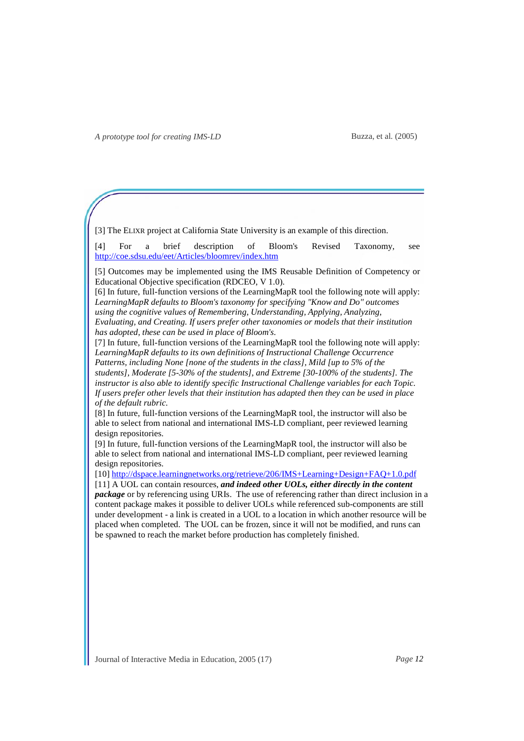[3] The ELIXR project at California State University is an example of this direction.

[4] For a brief description of Bloom's Revised Taxonomy, see http://coe.sdsu.edu/eet/Articles/bloomrev/index.htm

[5] Outcomes may be implemented using the IMS Reusable Definition of Competency or Educational Objective specification (RDCEO, V 1.0).

[6] In future, full-function versions of the LearningMapR tool the following note will apply: *LearningMapR defaults to Bloom's taxonomy for specifying "Know and Do" outcomes using the cognitive values of Remembering, Understanding, Applying, Analyzing, Evaluating, and Creating. If users prefer other taxonomies or models that their institution has adopted, these can be used in place of Bloom's.*

[7] In future, full-function versions of the LearningMapR tool the following note will apply: *LearningMapR defaults to its own definitions of Instructional Challenge Occurrence Patterns, including None [none of the students in the class], Mild [up to 5% of the students], Moderate [5-30% of the students], and Extreme [30-100% of the students]. The instructor is also able to identify specific Instructional Challenge variables for each Topic. If users prefer other levels that their institution has adapted then they can be used in place of the default rubric.*

[8] In future, full-function versions of the LearningMapR tool, the instructor will also be able to select from national and international IMS-LD compliant, peer reviewed learning design repositories.

[9] In future, full-function versions of the LearningMapR tool, the instructor will also be able to select from national and international IMS-LD compliant, peer reviewed learning design repositories.

[10] http://dspace.learningnetworks.org/retrieve/206/IMS+Learning+Design+FAQ+1.0.pdf

[11] A UOL can contain resources, ***and indeed other UOLs, either directly in the content package*** or by referencing using URIs. The use of referencing rather than direct inclusion in a content package makes it possible to deliver UOLs while referenced sub-components are still under development - a link is created in a UOL to a location in which another resource will be placed when completed. The UOL can be frozen, since it will not be modified, and runs can be spawned to reach the market before production has completely finished.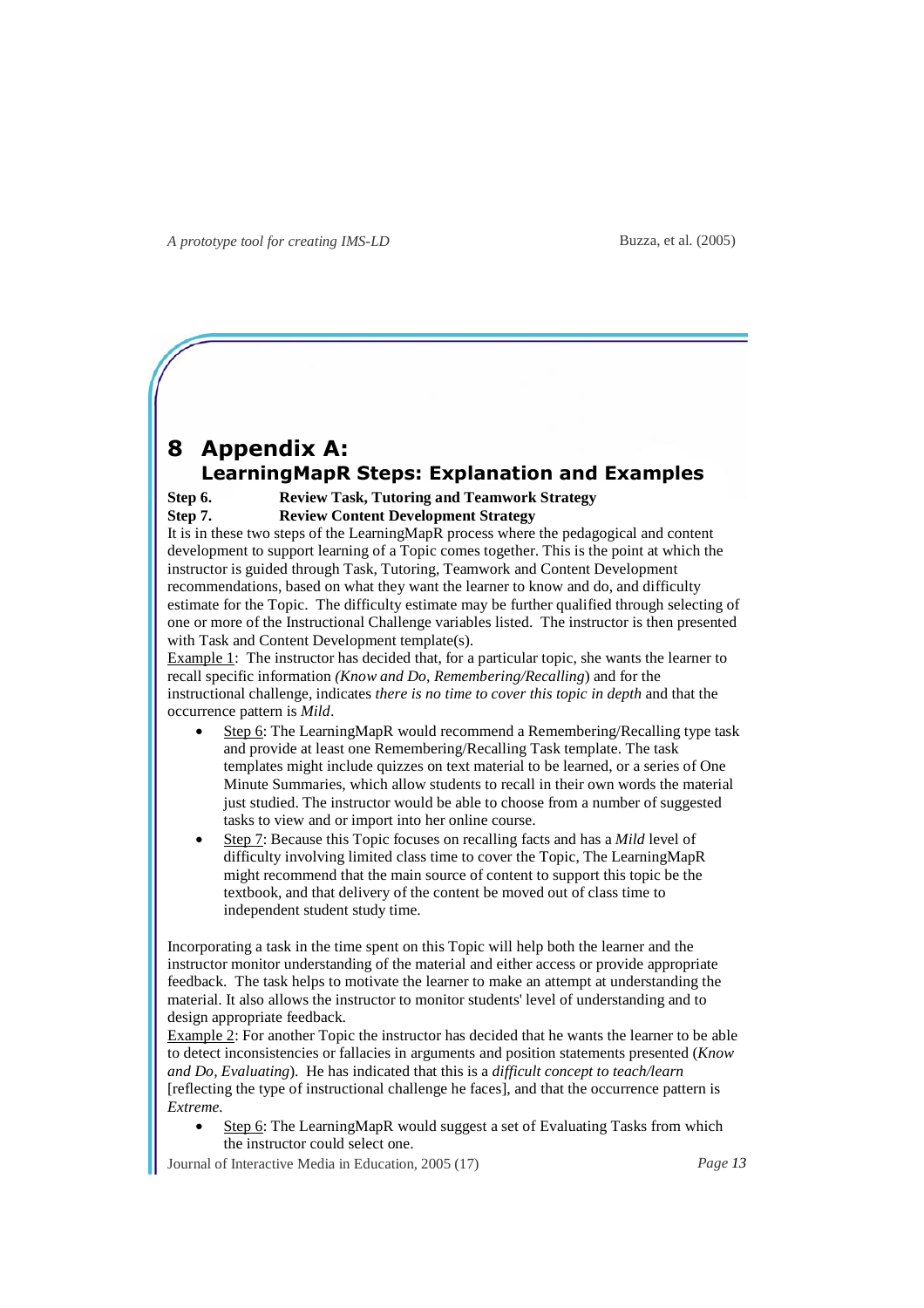# 8 Appendix A: LearningMapR Steps: Explanation and Examples

**Step 6. Review Task, Tutoring and Teamwork Strategy**

**Step 7. Review Content Development Strategy**

It is in these two steps of the LearningMapR process where the pedagogical and content development to support learning of a Topic comes together. This is the point at which the instructor is guided through Task, Tutoring, Teamwork and Content Development recommendations, based on what they want the learner to know and do, and difficulty estimate for the Topic. The difficulty estimate may be further qualified through selecting of one or more of the Instructional Challenge variables listed. The instructor is then presented with Task and Content Development template(s).

Example 1: The instructor has decided that, for a particular topic, she wants the learner to recall specific information *(Know and Do, Remembering/Recalling*) and for the instructional challenge, indicates *there is no time to cover this topic in depth* and that the occurrence pattern is *Mild*.

- Step 6: The LearningMapR would recommend a Remembering/Recalling type task and provide at least one Remembering/Recalling Task template. The task templates might include quizzes on text material to be learned, or a series of One Minute Summaries, which allow students to recall in their own words the material just studied. The instructor would be able to choose from a number of suggested tasks to view and or import into her online course.
- Step 7: Because this Topic focuses on recalling facts and has a *Mild* level of difficulty involving limited class time to cover the Topic, The LearningMapR might recommend that the main source of content to support this topic be the textbook, and that delivery of the content be moved out of class time to independent student study time.

Incorporating a task in the time spent on this Topic will help both the learner and the instructor monitor understanding of the material and either access or provide appropriate feedback. The task helps to motivate the learner to make an attempt at understanding the material. It also allows the instructor to monitor students' level of understanding and to design appropriate feedback.

Example 2: For another Topic the instructor has decided that he wants the learner to be able to detect inconsistencies or fallacies in arguments and position statements presented (*Know and Do, Evaluating*). He has indicated that this is a *difficult concept to teach/learn* [reflecting the type of instructional challenge he faces], and that the occurrence pattern is *Extreme.*

- Step 6: The LearningMapR would suggest a set of Evaluating Tasks from which the instructor could select one.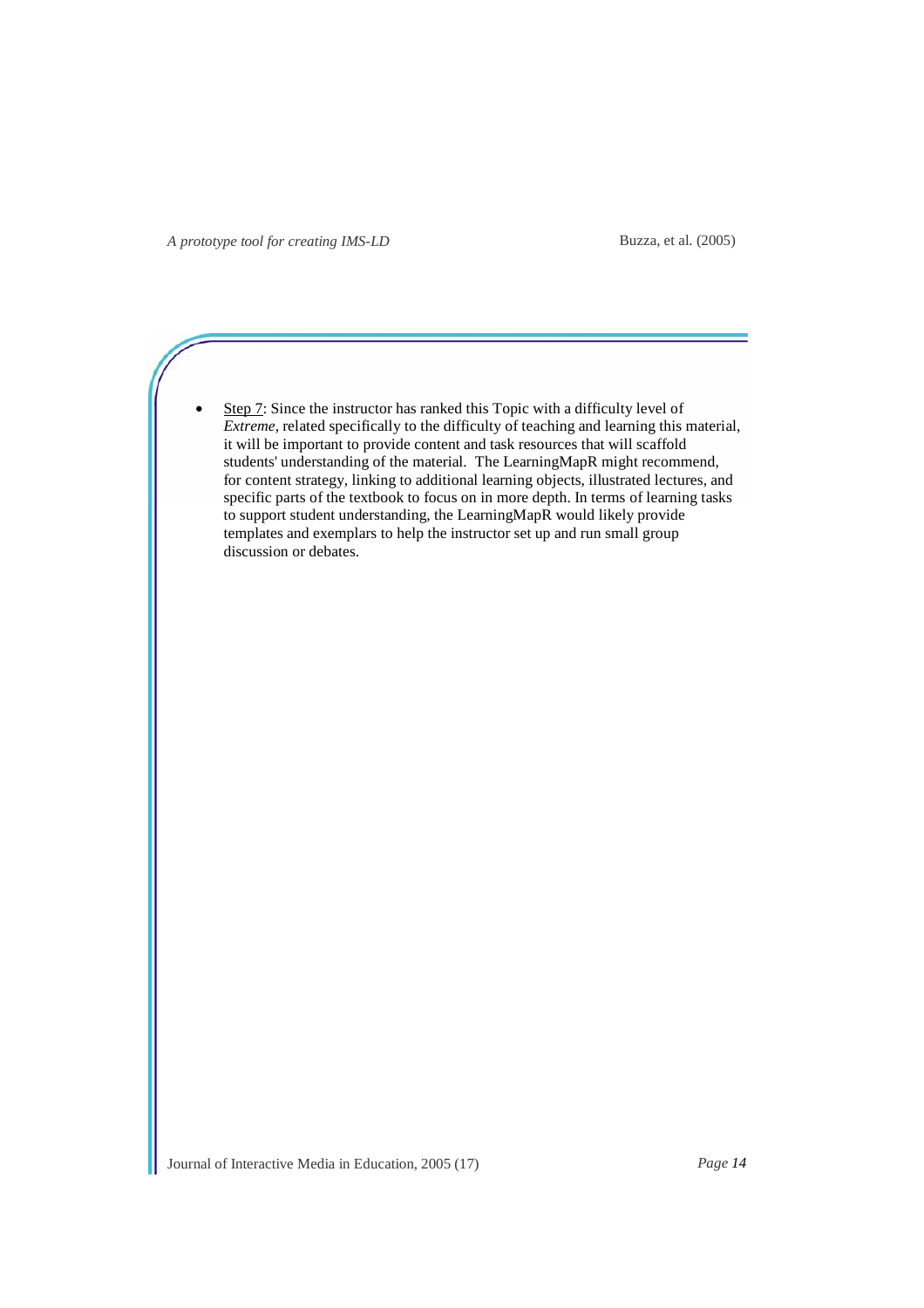- Step 7: Since the instructor has ranked this Topic with a difficulty level of *Extreme*, related specifically to the difficulty of teaching and learning this material, it will be important to provide content and task resources that will scaffold students' understanding of the material. The LearningMapR might recommend, for content strategy, linking to additional learning objects, illustrated lectures, and specific parts of the textbook to focus on in more depth. In terms of learning tasks to support student understanding, the LearningMapR would likely provide templates and exemplars to help the instructor set up and run small group discussion or debates.